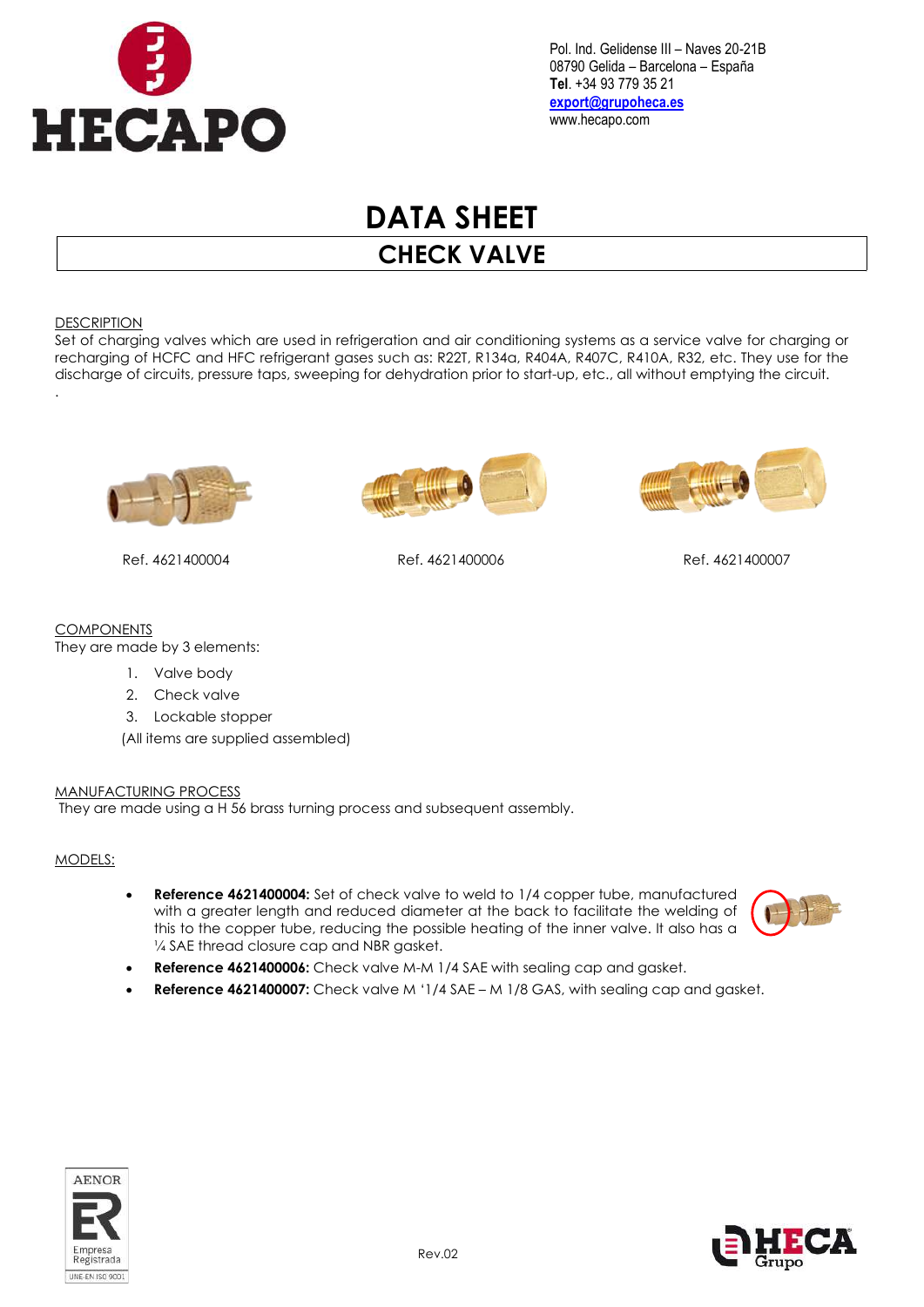Pol. Ind. Gelidense III – Naves 20-21B
08790 Gelida – Barcelona – España
**Tel**. +34 93 779 35 21
export@grupoheca.es
www.hecapo.com

# DATA SHEET

## CHECK VALVE

DESCRIPTION

Set of charging valves which are used in refrigeration and air conditioning systems as a service valve for charging or recharging of HCFC and HFC refrigerant gases such as: R22T, R134a, R404A, R407C, R410A, R32, etc. They use for the discharge of circuits, pressure taps, sweeping for dehydration prior to start-up, etc., all without emptying the circuit.

.

Ref. 4621400004

Ref. 4621400006

Ref. 4621400007

COMPONENTS

They are made by 3 elements:

1. Valve body
2. Check valve
3. Lockable stopper

(All items are supplied assembled)

MANUFACTURING PROCESS

They are made using a H 56 brass turning process and subsequent assembly.

MODELS:

- **Reference 4621400004:** Set of check valve to weld to 1/4 copper tube, manufactured with a greater length and reduced diameter at the back to facilitate the welding of this to the copper tube, reducing the possible heating of the inner valve. It also has a ¼ SAE thread closure cap and NBR gasket.
- **Reference 4621400006:** Check valve M-M 1/4 SAE with sealing cap and gasket.
- **Reference 4621400007:** Check valve M '1/4 SAE – M 1/8 GAS, with sealing cap and gasket.

Rev.02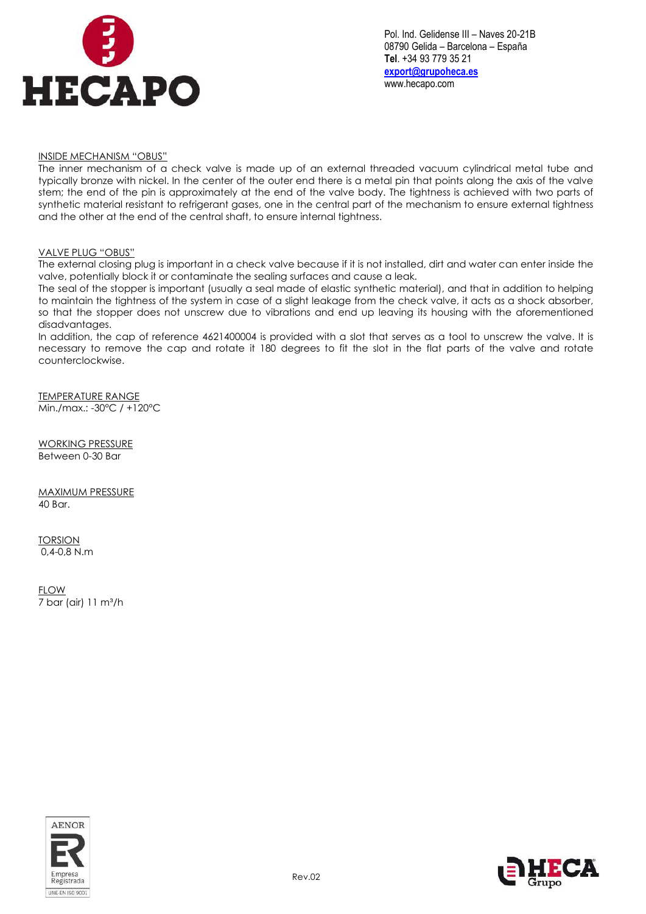INSIDE MECHANISM "OBUS"

The inner mechanism of a check valve is made up of an external threaded vacuum cylindrical metal tube and typically bronze with nickel. In the center of the outer end there is a metal pin that points along the axis of the valve stem; the end of the pin is approximately at the end of the valve body. The tightness is achieved with two parts of synthetic material resistant to refrigerant gases, one in the central part of the mechanism to ensure external tightness and the other at the end of the central shaft, to ensure internal tightness.

VALVE PLUG "OBUS"

The external closing plug is important in a check valve because if it is not installed, dirt and water can enter inside the valve, potentially block it or contaminate the sealing surfaces and cause a leak.

The seal of the stopper is important (usually a seal made of elastic synthetic material), and that in addition to helping to maintain the tightness of the system in case of a slight leakage from the check valve, it acts as a shock absorber, so that the stopper does not unscrew due to vibrations and end up leaving its housing with the aforementioned disadvantages.

In addition, the cap of reference 4621400004 is provided with a slot that serves as a tool to unscrew the valve. It is necessary to remove the cap and rotate it 180 degrees to fit the slot in the flat parts of the valve and rotate counterclockwise.

TEMPERATURE RANGE

Min./max.: -30°C / +120°C

WORKING PRESSURE

Between 0-30 Bar

MAXIMUM PRESSURE

40 Bar.

TORSION

0,4-0,8 N.m

FLOW

7 bar (air) 11 m³/h

Rev.02